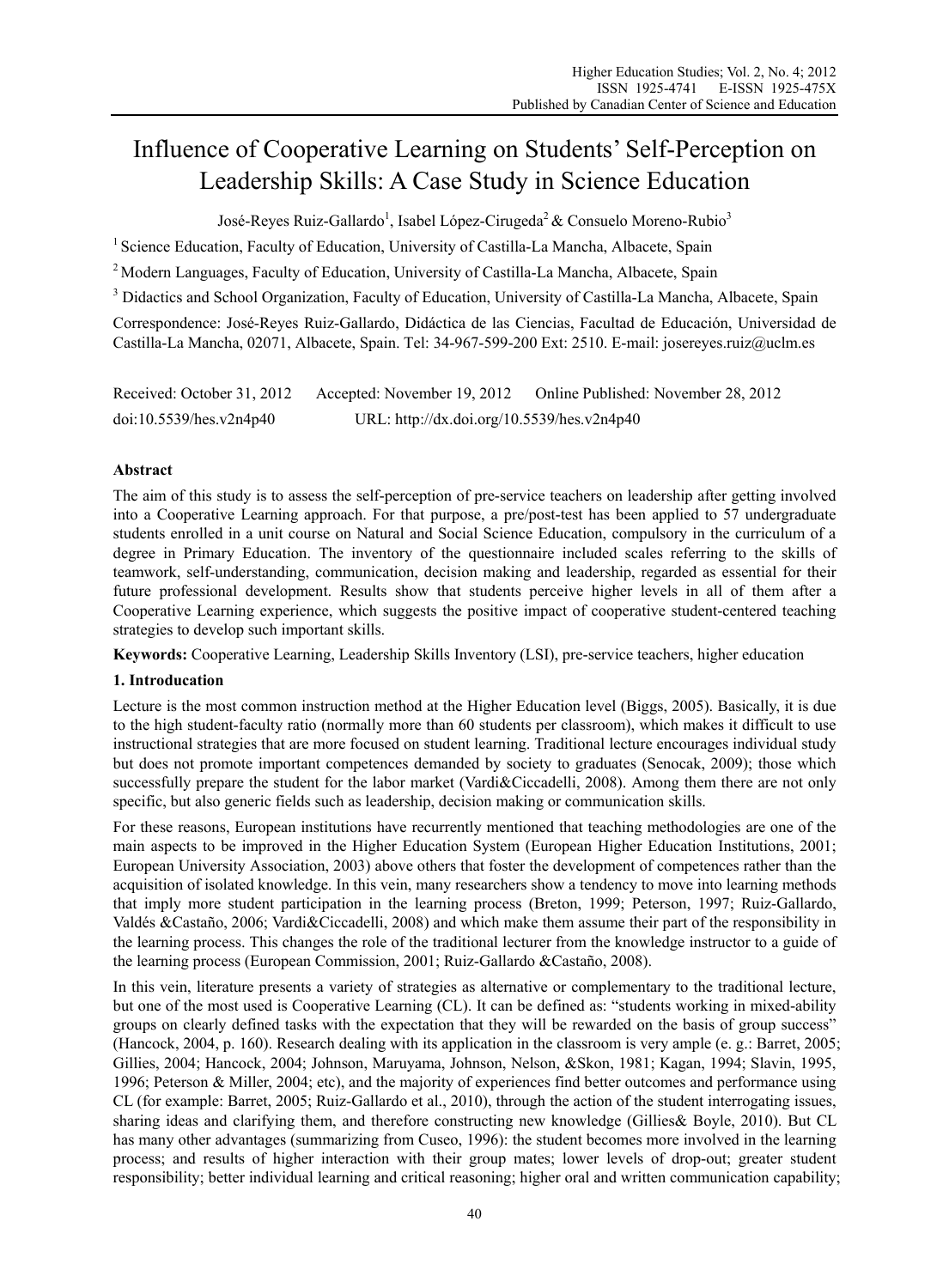# Influence of Cooperative Learning on Students' Self-Perception on Leadership Skills: A Case Study in Science Education

José-Reyes Ruiz-Gallardo[1], Isabel López-Cirugeda[2] & Consuelo Moreno-Rubio[3]

[1] Science Education, Faculty of Education, University of Castilla-La Mancha, Albacete, Spain

[2] Modern Languages, Faculty of Education, University of Castilla-La Mancha, Albacete, Spain

[3] Didactics and School Organization, Faculty of Education, University of Castilla-La Mancha, Albacete, Spain

Correspondence: José-Reyes Ruiz-Gallardo, Didáctica de las Ciencias, Facultad de Educación, Universidad de Castilla-La Mancha, 02071, Albacete, Spain. Tel: 34-967-599-200 Ext: 2510. E-mail: josereyes.ruiz@uclm.es

Received: October 31, 2012 Accepted: November 19, 2012 Online Published: November 28, 2012

doi:10.5539/hes.v2n4p40 URL: http://dx.doi.org/10.5539/hes.v2n4p40

## Abstract

The aim of this study is to assess the self-perception of pre-service teachers on leadership after getting involved into a Cooperative Learning approach. For that purpose, a pre/post-test has been applied to 57 undergraduate students enrolled in a unit course on Natural and Social Science Education, compulsory in the curriculum of a degree in Primary Education. The inventory of the questionnaire included scales referring to the skills of teamwork, self-understanding, communication, decision making and leadership, regarded as essential for their future professional development. Results show that students perceive higher levels in all of them after a Cooperative Learning experience, which suggests the positive impact of cooperative student-centered teaching strategies to develop such important skills.

**Keywords:** Cooperative Learning, Leadership Skills Inventory (LSI), pre-service teachers, higher education

## 1. Introducation

Lecture is the most common instruction method at the Higher Education level (Biggs, 2005). Basically, it is due to the high student-faculty ratio (normally more than 60 students per classroom), which makes it difficult to use instructional strategies that are more focused on student learning. Traditional lecture encourages individual study but does not promote important competences demanded by society to graduates (Senocak, 2009); those which successfully prepare the student for the labor market (Vardi&Ciccadelli, 2008). Among them there are not only specific, but also generic fields such as leadership, decision making or communication skills.

For these reasons, European institutions have recurrently mentioned that teaching methodologies are one of the main aspects to be improved in the Higher Education System (European Higher Education Institutions, 2001; European University Association, 2003) above others that foster the development of competences rather than the acquisition of isolated knowledge. In this vein, many researchers show a tendency to move into learning methods that imply more student participation in the learning process (Breton, 1999; Peterson, 1997; Ruiz-Gallardo, Valdés &Castaño, 2006; Vardi&Ciccadelli, 2008) and which make them assume their part of the responsibility in the learning process. This changes the role of the traditional lecturer from the knowledge instructor to a guide of the learning process (European Commission, 2001; Ruiz-Gallardo &Castaño, 2008).

In this vein, literature presents a variety of strategies as alternative or complementary to the traditional lecture, but one of the most used is Cooperative Learning (CL). It can be defined as: "students working in mixed-ability groups on clearly defined tasks with the expectation that they will be rewarded on the basis of group success" (Hancock, 2004, p. 160). Research dealing with its application in the classroom is very ample (e. g.: Barret, 2005; Gillies, 2004; Hancock, 2004; Johnson, Maruyama, Johnson, Nelson, &Skon, 1981; Kagan, 1994; Slavin, 1995, 1996; Peterson & Miller, 2004; etc), and the majority of experiences find better outcomes and performance using CL (for example: Barret, 2005; Ruiz-Gallardo et al., 2010), through the action of the student interrogating issues, sharing ideas and clarifying them, and therefore constructing new knowledge (Gillies& Boyle, 2010). But CL has many other advantages (summarizing from Cuseo, 1996): the student becomes more involved in the learning process; and results of higher interaction with their group mates; lower levels of drop-out; greater student responsibility; better individual learning and critical reasoning; higher oral and written communication capability;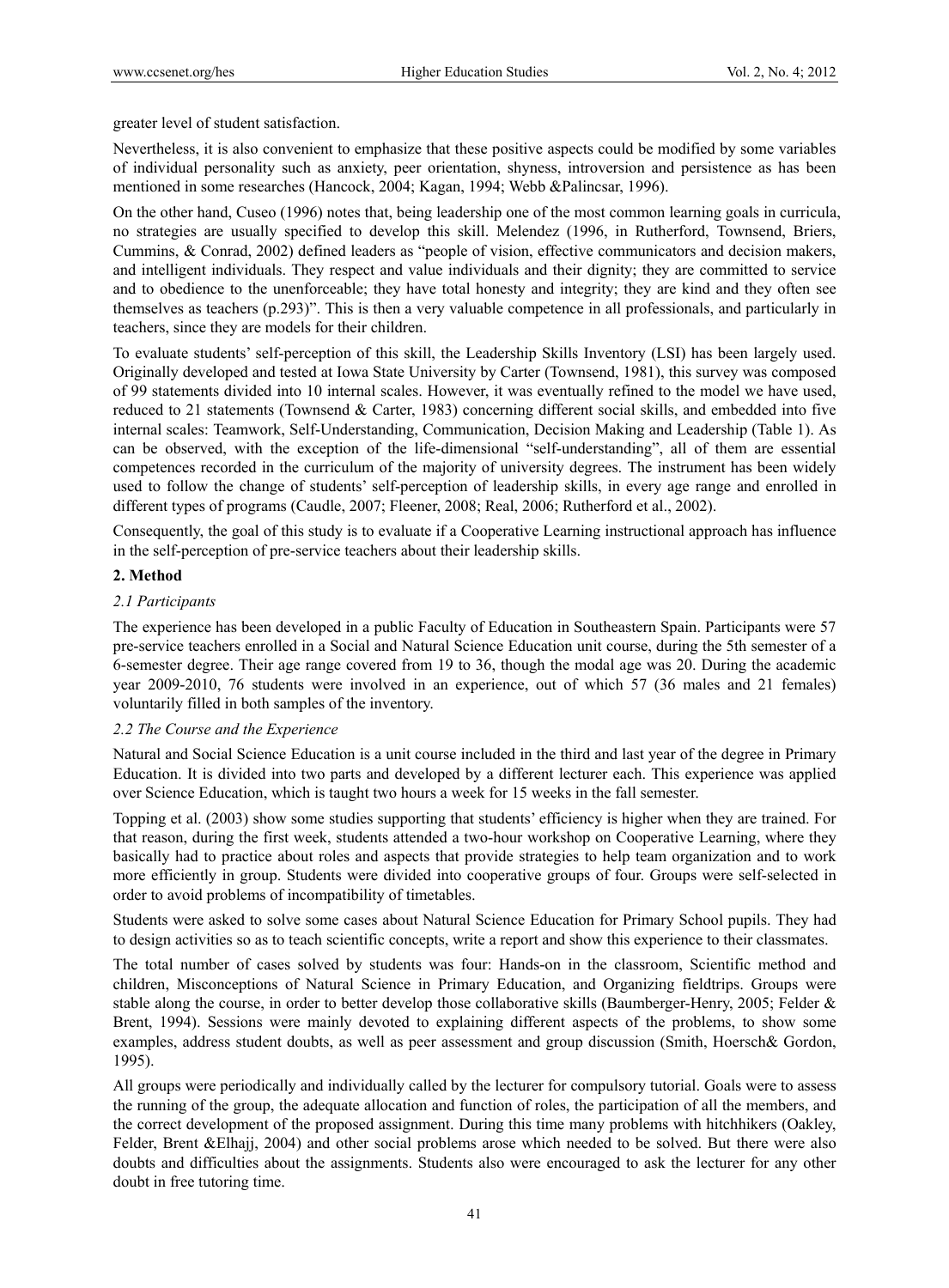greater level of student satisfaction.

Nevertheless, it is also convenient to emphasize that these positive aspects could be modified by some variables of individual personality such as anxiety, peer orientation, shyness, introversion and persistence as has been mentioned in some researches (Hancock, 2004; Kagan, 1994; Webb &Palincsar, 1996).

On the other hand, Cuseo (1996) notes that, being leadership one of the most common learning goals in curricula, no strategies are usually specified to develop this skill. Melendez (1996, in Rutherford, Townsend, Briers, Cummins, & Conrad, 2002) defined leaders as "people of vision, effective communicators and decision makers, and intelligent individuals. They respect and value individuals and their dignity; they are committed to service and to obedience to the unenforceable; they have total honesty and integrity; they are kind and they often see themselves as teachers (p.293)". This is then a very valuable competence in all professionals, and particularly in teachers, since they are models for their children.

To evaluate students' self-perception of this skill, the Leadership Skills Inventory (LSI) has been largely used. Originally developed and tested at Iowa State University by Carter (Townsend, 1981), this survey was composed of 99 statements divided into 10 internal scales. However, it was eventually refined to the model we have used, reduced to 21 statements (Townsend & Carter, 1983) concerning different social skills, and embedded into five internal scales: Teamwork, Self-Understanding, Communication, Decision Making and Leadership (Table 1). As can be observed, with the exception of the life-dimensional "self-understanding", all of them are essential competences recorded in the curriculum of the majority of university degrees. The instrument has been widely used to follow the change of students' self-perception of leadership skills, in every age range and enrolled in different types of programs (Caudle, 2007; Fleener, 2008; Real, 2006; Rutherford et al., 2002).

Consequently, the goal of this study is to evaluate if a Cooperative Learning instructional approach has influence in the self-perception of pre-service teachers about their leadership skills.

## 2. Method

### *2.1 Participants*

The experience has been developed in a public Faculty of Education in Southeastern Spain. Participants were 57 pre-service teachers enrolled in a Social and Natural Science Education unit course, during the 5th semester of a 6-semester degree. Their age range covered from 19 to 36, though the modal age was 20. During the academic year 2009-2010, 76 students were involved in an experience, out of which 57 (36 males and 21 females) voluntarily filled in both samples of the inventory.

### *2.2 The Course and the Experience*

Natural and Social Science Education is a unit course included in the third and last year of the degree in Primary Education. It is divided into two parts and developed by a different lecturer each. This experience was applied over Science Education, which is taught two hours a week for 15 weeks in the fall semester.

Topping et al. (2003) show some studies supporting that students' efficiency is higher when they are trained. For that reason, during the first week, students attended a two-hour workshop on Cooperative Learning, where they basically had to practice about roles and aspects that provide strategies to help team organization and to work more efficiently in group. Students were divided into cooperative groups of four. Groups were self-selected in order to avoid problems of incompatibility of timetables.

Students were asked to solve some cases about Natural Science Education for Primary School pupils. They had to design activities so as to teach scientific concepts, write a report and show this experience to their classmates.

The total number of cases solved by students was four: Hands-on in the classroom, Scientific method and children, Misconceptions of Natural Science in Primary Education, and Organizing fieldtrips. Groups were stable along the course, in order to better develop those collaborative skills (Baumberger-Henry, 2005; Felder & Brent, 1994). Sessions were mainly devoted to explaining different aspects of the problems, to show some examples, address student doubts, as well as peer assessment and group discussion (Smith, Hoersch& Gordon, 1995).

All groups were periodically and individually called by the lecturer for compulsory tutorial. Goals were to assess the running of the group, the adequate allocation and function of roles, the participation of all the members, and the correct development of the proposed assignment. During this time many problems with hitchhikers (Oakley, Felder, Brent &Elhajj, 2004) and other social problems arose which needed to be solved. But there were also doubts and difficulties about the assignments. Students also were encouraged to ask the lecturer for any other doubt in free tutoring time.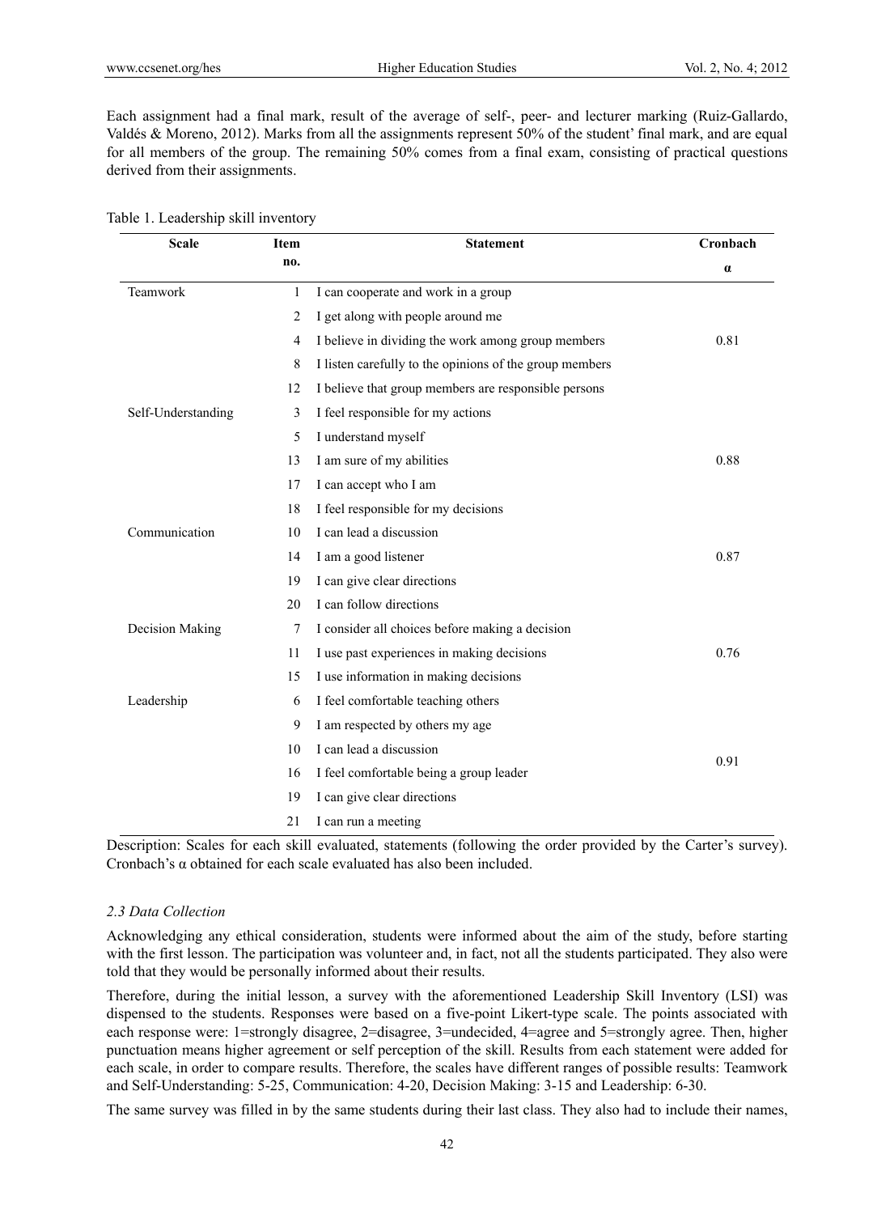Each assignment had a final mark, result of the average of self-, peer- and lecturer marking (Ruiz-Gallardo, Valdés & Moreno, 2012). Marks from all the assignments represent 50% of the student' final mark, and are equal for all members of the group. The remaining 50% comes from a final exam, consisting of practical questions derived from their assignments.

Table 1. Leadership skill inventory

| Scale | Item no. | Statement | Cronbach α |
|---|---|---|---|
| Teamwork | 1 | I can cooperate and work in a group | |
| | 2 | I get along with people around me | |
| | 4 | I believe in dividing the work among group members | 0.81 |
| | 8 | I listen carefully to the opinions of the group members | |
| | 12 | I believe that group members are responsible persons | |
| Self-Understanding | 3 | I feel responsible for my actions | |
| | 5 | I understand myself | |
| | 13 | I am sure of my abilities | 0.88 |
| | 17 | I can accept who I am | |
| | 18 | I feel responsible for my decisions | |
| Communication | 10 | I can lead a discussion | |
| | 14 | I am a good listener | 0.87 |
| | 19 | I can give clear directions | |
| | 20 | I can follow directions | |
| Decision Making | 7 | I consider all choices before making a decision | |
| | 11 | I use past experiences in making decisions | 0.76 |
| | 15 | I use information in making decisions | |
| Leadership | 6 | I feel comfortable teaching others | |
| | 9 | I am respected by others my age | |
| | 10 | I can lead a discussion | |
| | 16 | I feel comfortable being a group leader | 0.91 |
| | 19 | I can give clear directions | |
| | 21 | I can run a meeting | |

Description: Scales for each skill evaluated, statements (following the order provided by the Carter's survey). Cronbach's α obtained for each scale evaluated has also been included.

### *2.3 Data Collection*

Acknowledging any ethical consideration, students were informed about the aim of the study, before starting with the first lesson. The participation was volunteer and, in fact, not all the students participated. They also were told that they would be personally informed about their results.

Therefore, during the initial lesson, a survey with the aforementioned Leadership Skill Inventory (LSI) was dispensed to the students. Responses were based on a five-point Likert-type scale. The points associated with each response were: 1=strongly disagree, 2=disagree, 3=undecided, 4=agree and 5=strongly agree. Then, higher punctuation means higher agreement or self perception of the skill. Results from each statement were added for each scale, in order to compare results. Therefore, the scales have different ranges of possible results: Teamwork and Self-Understanding: 5-25, Communication: 4-20, Decision Making: 3-15 and Leadership: 6-30.

The same survey was filled in by the same students during their last class. They also had to include their names,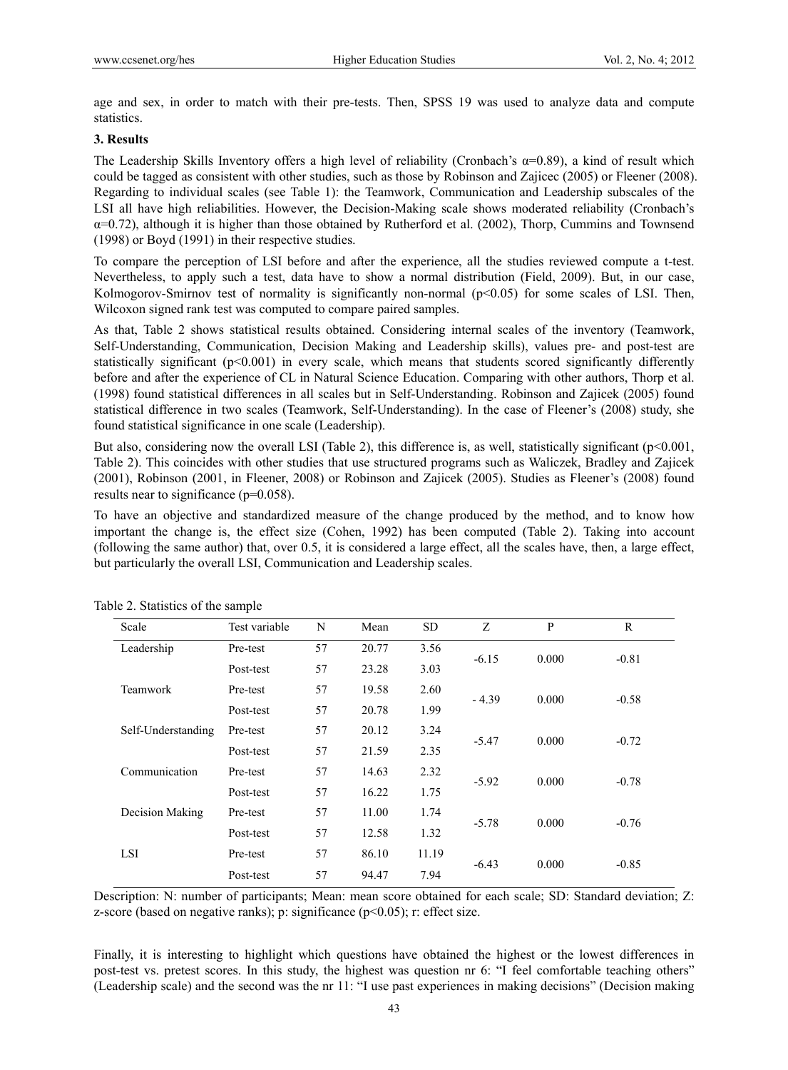age and sex, in order to match with their pre-tests. Then, SPSS 19 was used to analyze data and compute statistics.

### 3. Results

The Leadership Skills Inventory offers a high level of reliability (Cronbach's $\alpha$=0.89), a kind of result which could be tagged as consistent with other studies, such as those by Robinson and Zajicec (2005) or Fleener (2008). Regarding to individual scales (see Table 1): the Teamwork, Communication and Leadership subscales of the LSI all have high reliabilities. However, the Decision-Making scale shows moderated reliability (Cronbach's $\alpha$=0.72), although it is higher than those obtained by Rutherford et al. (2002), Thorp, Cummins and Townsend (1998) or Boyd (1991) in their respective studies.

To compare the perception of LSI before and after the experience, all the studies reviewed compute a t-test. Nevertheless, to apply such a test, data have to show a normal distribution (Field, 2009). But, in our case, Kolmogorov-Smirnov test of normality is significantly non-normal ($p<0.05$) for some scales of LSI. Then, Wilcoxon signed rank test was computed to compare paired samples.

As that, Table 2 shows statistical results obtained. Considering internal scales of the inventory (Teamwork, Self-Understanding, Communication, Decision Making and Leadership skills), values pre- and post-test are statistically significant ($p<0.001$) in every scale, which means that students scored significantly differently before and after the experience of CL in Natural Science Education. Comparing with other authors, Thorp et al. (1998) found statistical differences in all scales but in Self-Understanding. Robinson and Zajicek (2005) found statistical difference in two scales (Teamwork, Self-Understanding). In the case of Fleener's (2008) study, she found statistical significance in one scale (Leadership).

But also, considering now the overall LSI (Table 2), this difference is, as well, statistically significant ($p<0.001$, Table 2). This coincides with other studies that use structured programs such as Waliczek, Bradley and Zajicek (2001), Robinson (2001, in Fleener, 2008) or Robinson and Zajicek (2005). Studies as Fleener's (2008) found results near to significance ($p=0.058$).

To have an objective and standardized measure of the change produced by the method, and to know how important the change is, the effect size (Cohen, 1992) has been computed (Table 2). Taking into account (following the same author) that, over 0.5, it is considered a large effect, all the scales have, then, a large effect, but particularly the overall LSI, Communication and Leadership scales.

Table 2. Statistics of the sample

| Scale | Test variable | N | Mean | SD | Z | P | R |
|---|---|---|---|---|---|---|---|
| Leadership | Pre-test | 57 | 20.77 | 3.56 | -6.15 | 0.000 | -0.81 |
| | Post-test | 57 | 23.28 | 3.03 | | | |
| Teamwork | Pre-test | 57 | 19.58 | 2.60 | - 4.39 | 0.000 | -0.58 |
| | Post-test | 57 | 20.78 | 1.99 | | | |
| Self-Understanding | Pre-test | 57 | 20.12 | 3.24 | -5.47 | 0.000 | -0.72 |
| | Post-test | 57 | 21.59 | 2.35 | | | |
| Communication | Pre-test | 57 | 14.63 | 2.32 | -5.92 | 0.000 | -0.78 |
| | Post-test | 57 | 16.22 | 1.75 | | | |
| Decision Making | Pre-test | 57 | 11.00 | 1.74 | -5.78 | 0.000 | -0.76 |
| | Post-test | 57 | 12.58 | 1.32 | | | |
| LSI | Pre-test | 57 | 86.10 | 11.19 | -6.43 | 0.000 | -0.85 |
| | Post-test | 57 | 94.47 | 7.94 | | | |

Description: N: number of participants; Mean: mean score obtained for each scale; SD: Standard deviation; Z: z-score (based on negative ranks); p: significance ($p<0.05$); r: effect size.

Finally, it is interesting to highlight which questions have obtained the highest or the lowest differences in post-test vs. pretest scores. In this study, the highest was question nr 6: "I feel comfortable teaching others" (Leadership scale) and the second was the nr 11: "I use past experiences in making decisions" (Decision making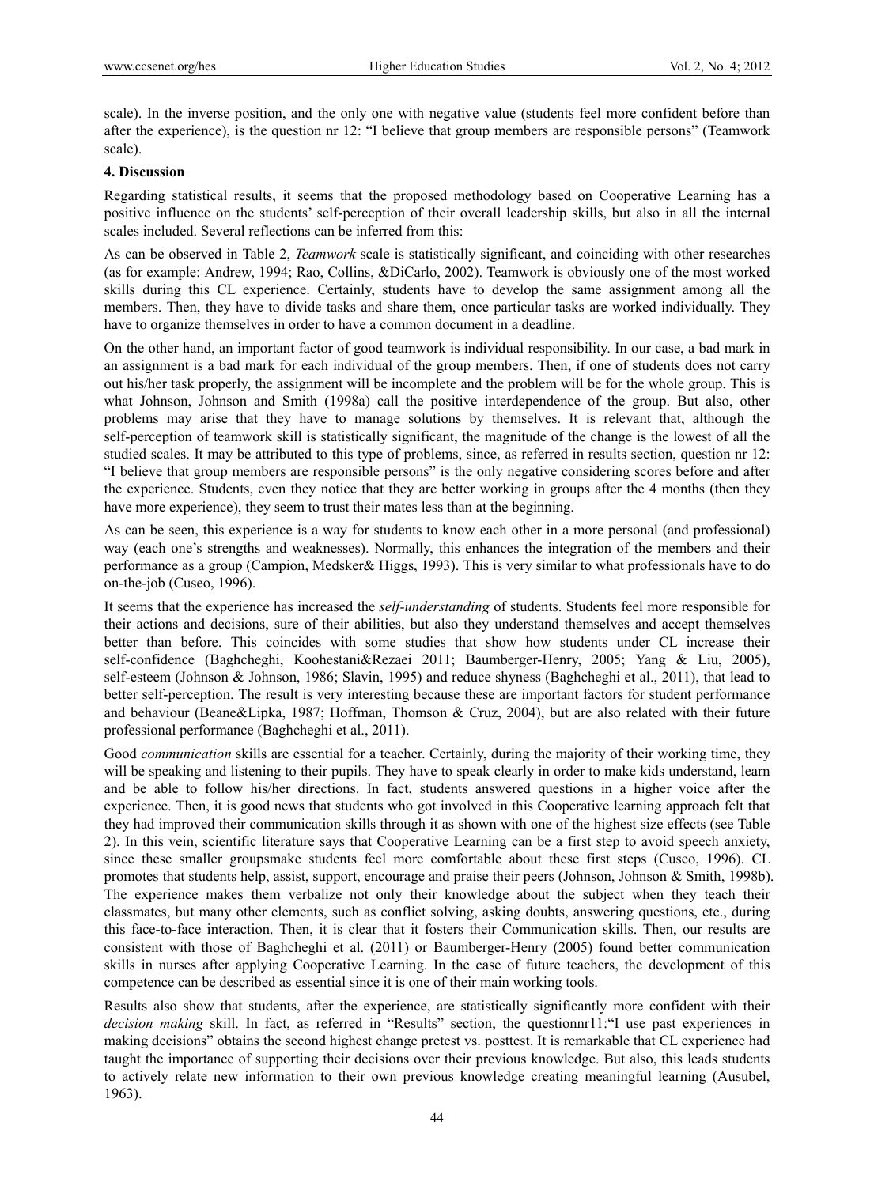scale). In the inverse position, and the only one with negative value (students feel more confident before than after the experience), is the question nr 12: "I believe that group members are responsible persons" (Teamwork scale).

## 4. Discussion

Regarding statistical results, it seems that the proposed methodology based on Cooperative Learning has a positive influence on the students' self-perception of their overall leadership skills, but also in all the internal scales included. Several reflections can be inferred from this:

As can be observed in Table 2, *Teamwork* scale is statistically significant, and coinciding with other researches (as for example: Andrew, 1994; Rao, Collins, &DiCarlo, 2002). Teamwork is obviously one of the most worked skills during this CL experience. Certainly, students have to develop the same assignment among all the members. Then, they have to divide tasks and share them, once particular tasks are worked individually. They have to organize themselves in order to have a common document in a deadline.

On the other hand, an important factor of good teamwork is individual responsibility. In our case, a bad mark in an assignment is a bad mark for each individual of the group members. Then, if one of students does not carry out his/her task properly, the assignment will be incomplete and the problem will be for the whole group. This is what Johnson, Johnson and Smith (1998a) call the positive interdependence of the group. But also, other problems may arise that they have to manage solutions by themselves. It is relevant that, although the self-perception of teamwork skill is statistically significant, the magnitude of the change is the lowest of all the studied scales. It may be attributed to this type of problems, since, as referred in results section, question nr 12: "I believe that group members are responsible persons" is the only negative considering scores before and after the experience. Students, even they notice that they are better working in groups after the 4 months (then they have more experience), they seem to trust their mates less than at the beginning.

As can be seen, this experience is a way for students to know each other in a more personal (and professional) way (each one's strengths and weaknesses). Normally, this enhances the integration of the members and their performance as a group (Campion, Medsker& Higgs, 1993). This is very similar to what professionals have to do on-the-job (Cuseo, 1996).

It seems that the experience has increased the *self-understanding* of students. Students feel more responsible for their actions and decisions, sure of their abilities, but also they understand themselves and accept themselves better than before. This coincides with some studies that show how students under CL increase their self-confidence (Baghcheghi, Koohestani&Rezaei 2011; Baumberger-Henry, 2005; Yang & Liu, 2005), self-esteem (Johnson & Johnson, 1986; Slavin, 1995) and reduce shyness (Baghcheghi et al., 2011), that lead to better self-perception. The result is very interesting because these are important factors for student performance and behaviour (Beane&Lipka, 1987; Hoffman, Thomson & Cruz, 2004), but are also related with their future professional performance (Baghcheghi et al., 2011).

Good *communication* skills are essential for a teacher. Certainly, during the majority of their working time, they will be speaking and listening to their pupils. They have to speak clearly in order to make kids understand, learn and be able to follow his/her directions. In fact, students answered questions in a higher voice after the experience. Then, it is good news that students who got involved in this Cooperative learning approach felt that they had improved their communication skills through it as shown with one of the highest size effects (see Table 2). In this vein, scientific literature says that Cooperative Learning can be a first step to avoid speech anxiety, since these smaller groupsmake students feel more comfortable about these first steps (Cuseo, 1996). CL promotes that students help, assist, support, encourage and praise their peers (Johnson, Johnson & Smith, 1998b). The experience makes them verbalize not only their knowledge about the subject when they teach their classmates, but many other elements, such as conflict solving, asking doubts, answering questions, etc., during this face-to-face interaction. Then, it is clear that it fosters their Communication skills. Then, our results are consistent with those of Baghcheghi et al. (2011) or Baumberger-Henry (2005) found better communication skills in nurses after applying Cooperative Learning. In the case of future teachers, the development of this competence can be described as essential since it is one of their main working tools.

Results also show that students, after the experience, are statistically significantly more confident with their *decision making* skill. In fact, as referred in "Results" section, the questionnr11:"I use past experiences in making decisions" obtains the second highest change pretest vs. posttest. It is remarkable that CL experience had taught the importance of supporting their decisions over their previous knowledge. But also, this leads students to actively relate new information to their own previous knowledge creating meaningful learning (Ausubel, 1963).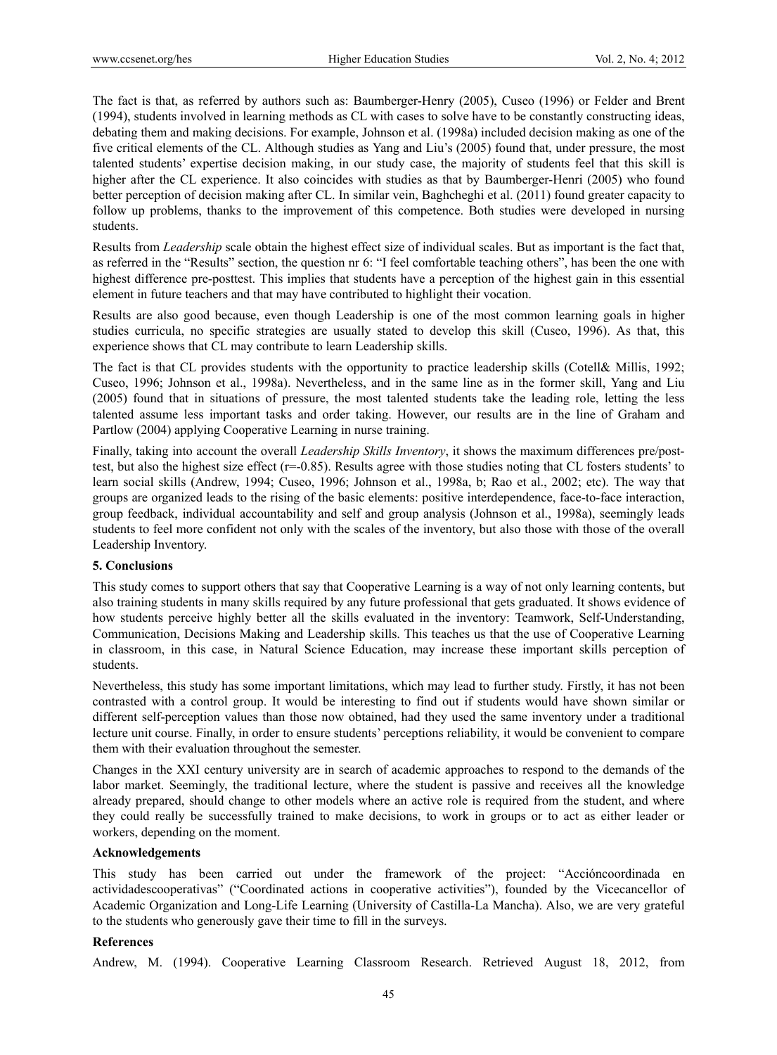The fact is that, as referred by authors such as: Baumberger-Henry (2005), Cuseo (1996) or Felder and Brent (1994), students involved in learning methods as CL with cases to solve have to be constantly constructing ideas, debating them and making decisions. For example, Johnson et al. (1998a) included decision making as one of the five critical elements of the CL. Although studies as Yang and Liu's (2005) found that, under pressure, the most talented students' expertise decision making, in our study case, the majority of students feel that this skill is higher after the CL experience. It also coincides with studies as that by Baumberger-Henri (2005) who found better perception of decision making after CL. In similar vein, Baghcheghi et al. (2011) found greater capacity to follow up problems, thanks to the improvement of this competence. Both studies were developed in nursing students.

Results from *Leadership* scale obtain the highest effect size of individual scales. But as important is the fact that, as referred in the "Results" section, the question nr 6: "I feel comfortable teaching others", has been the one with highest difference pre-posttest. This implies that students have a perception of the highest gain in this essential element in future teachers and that may have contributed to highlight their vocation.

Results are also good because, even though Leadership is one of the most common learning goals in higher studies curricula, no specific strategies are usually stated to develop this skill (Cuseo, 1996). As that, this experience shows that CL may contribute to learn Leadership skills.

The fact is that CL provides students with the opportunity to practice leadership skills (Cotell& Millis, 1992; Cuseo, 1996; Johnson et al., 1998a). Nevertheless, and in the same line as in the former skill, Yang and Liu (2005) found that in situations of pressure, the most talented students take the leading role, letting the less talented assume less important tasks and order taking. However, our results are in the line of Graham and Partlow (2004) applying Cooperative Learning in nurse training.

Finally, taking into account the overall *Leadership Skills Inventory*, it shows the maximum differences pre/post-test, but also the highest size effect ($r=-0.85$). Results agree with those studies noting that CL fosters students' to learn social skills (Andrew, 1994; Cuseo, 1996; Johnson et al., 1998a, b; Rao et al., 2002; etc). The way that groups are organized leads to the rising of the basic elements: positive interdependence, face-to-face interaction, group feedback, individual accountability and self and group analysis (Johnson et al., 1998a), seemingly leads students to feel more confident not only with the scales of the inventory, but also those with those of the overall Leadership Inventory.

## 5. Conclusions

This study comes to support others that say that Cooperative Learning is a way of not only learning contents, but also training students in many skills required by any future professional that gets graduated. It shows evidence of how students perceive highly better all the skills evaluated in the inventory: Teamwork, Self-Understanding, Communication, Decisions Making and Leadership skills. This teaches us that the use of Cooperative Learning in classroom, in this case, in Natural Science Education, may increase these important skills perception of students.

Nevertheless, this study has some important limitations, which may lead to further study. Firstly, it has not been contrasted with a control group. It would be interesting to find out if students would have shown similar or different self-perception values than those now obtained, had they used the same inventory under a traditional lecture unit course. Finally, in order to ensure students' perceptions reliability, it would be convenient to compare them with their evaluation throughout the semester.

Changes in the XXI century university are in search of academic approaches to respond to the demands of the labor market. Seemingly, the traditional lecture, where the student is passive and receives all the knowledge already prepared, should change to other models where an active role is required from the student, and where they could really be successfully trained to make decisions, to work in groups or to act as either leader or workers, depending on the moment.

## Acknowledgements

This study has been carried out under the framework of the project: "Accióncoordinada en actividadescooperativas" ("Coordinated actions in cooperative activities"), founded by the Vicecancellor of Academic Organization and Long-Life Learning (University of Castilla-La Mancha). Also, we are very grateful to the students who generously gave their time to fill in the surveys.

## References

Andrew, M. (1994). Cooperative Learning Classroom Research. Retrieved August 18, 2012, from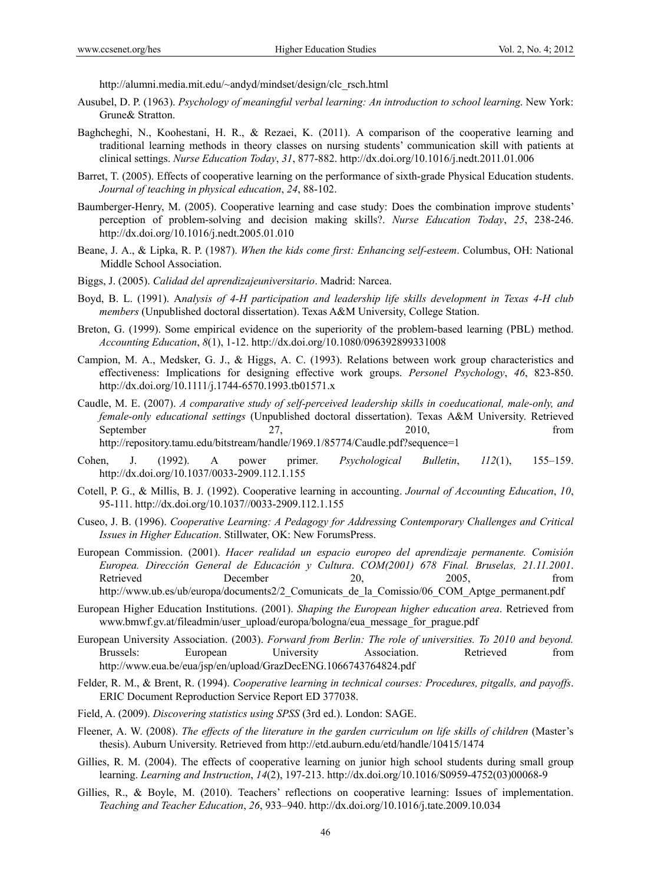http://alumni.media.mit.edu/~andyd/mindset/design/clc_rsch.html

Ausubel, D. P. (1963). *Psychology of meaningful verbal learning: An introduction to school learning*. New York: Grune& Stratton.

Baghcheghi, N., Koohestani, H. R., & Rezaei, K. (2011). A comparison of the cooperative learning and traditional learning methods in theory classes on nursing students' communication skill with patients at clinical settings. *Nurse Education Today*, *31*, 877-882. http://dx.doi.org/10.1016/j.nedt.2011.01.006

Barret, T. (2005). Effects of cooperative learning on the performance of sixth-grade Physical Education students. *Journal of teaching in physical education*, *24*, 88-102.

Baumberger-Henry, M. (2005). Cooperative learning and case study: Does the combination improve students' perception of problem-solving and decision making skills?. *Nurse Education Today*, *25*, 238-246. http://dx.doi.org/10.1016/j.nedt.2005.01.010

Beane, J. A., & Lipka, R. P. (1987). *When the kids come first: Enhancing self-esteem*. Columbus, OH: National Middle School Association.

Biggs, J. (2005). *Calidad del aprendizajeuniversitario*. Madrid: Narcea.

Boyd, B. L. (1991). A*nalysis of 4-H participation and leadership life skills development in Texas 4-H club members* (Unpublished doctoral dissertation). Texas A&M University, College Station.

Breton, G. (1999). Some empirical evidence on the superiority of the problem-based learning (PBL) method. *Accounting Education*, *8*(1), 1-12. http://dx.doi.org/10.1080/096392899331008

Campion, M. A., Medsker, G. J., & Higgs, A. C. (1993). Relations between work group characteristics and effectiveness: Implications for designing effective work groups. *Personel Psychology*, *46*, 823-850. http://dx.doi.org/10.1111/j.1744-6570.1993.tb01571.x

Caudle, M. E. (2007). *A comparative study of self-perceived leadership skills in coeducational, male-only, and female-only educational settings* (Unpublished doctoral dissertation). Texas A&M University. Retrieved September 27, 2010, from http://repository.tamu.edu/bitstream/handle/1969.1/85774/Caudle.pdf?sequence=1

Cohen, J. (1992). A power primer. *Psychological Bulletin*, *112*(1), 155–159. http://dx.doi.org/10.1037/0033-2909.112.1.155

Cotell, P. G., & Millis, B. J. (1992). Cooperative learning in accounting. *Journal of Accounting Education*, *10*, 95-111. http://dx.doi.org/10.1037//0033-2909.112.1.155

Cuseo, J. B. (1996). *Cooperative Learning: A Pedagogy for Addressing Contemporary Challenges and Critical Issues in Higher Education*. Stillwater, OK: New ForumsPress.

European Commission. (2001). *Hacer realidad un espacio europeo del aprendizaje permanente. Comisión Europea. Dirección General de Educación y Cultura*. *COM(2001) 678 Final. Bruselas, 21.11.2001*. Retrieved December 20, 2005, from http://www.ub.es/ub/europa/documents2/2_Comunicats_de_la_Comissio/06_COM_Aptge_permanent.pdf

European Higher Education Institutions. (2001). *Shaping the European higher education area*. Retrieved from www.bmwf.gv.at/fileadmin/user_upload/europa/bologna/eua_message_for_prague.pdf

European University Association. (2003). *Forward from Berlin: The role of universities. To 2010 and beyond.* Brussels: European University Association. Retrieved from http://www.eua.be/eua/jsp/en/upload/GrazDecENG.1066743764824.pdf

Felder, R. M., & Brent, R. (1994). *Cooperative learning in technical courses: Procedures, pitgalls, and payoffs*. ERIC Document Reproduction Service Report ED 377038.

Field, A. (2009). *Discovering statistics using SPSS* (3rd ed.). London: SAGE.

Fleener, A. W. (2008). *The effects of the literature in the garden curriculum on life skills of children* (Master's thesis). Auburn University. Retrieved from http://etd.auburn.edu/etd/handle/10415/1474

Gillies, R. M. (2004). The effects of cooperative learning on junior high school students during small group learning. *Learning and Instruction*, *14*(2), 197-213. http://dx.doi.org/10.1016/S0959-4752(03)00068-9

Gillies, R., & Boyle, M. (2010). Teachers' reflections on cooperative learning: Issues of implementation. *Teaching and Teacher Education*, *26*, 933–940. http://dx.doi.org/10.1016/j.tate.2009.10.034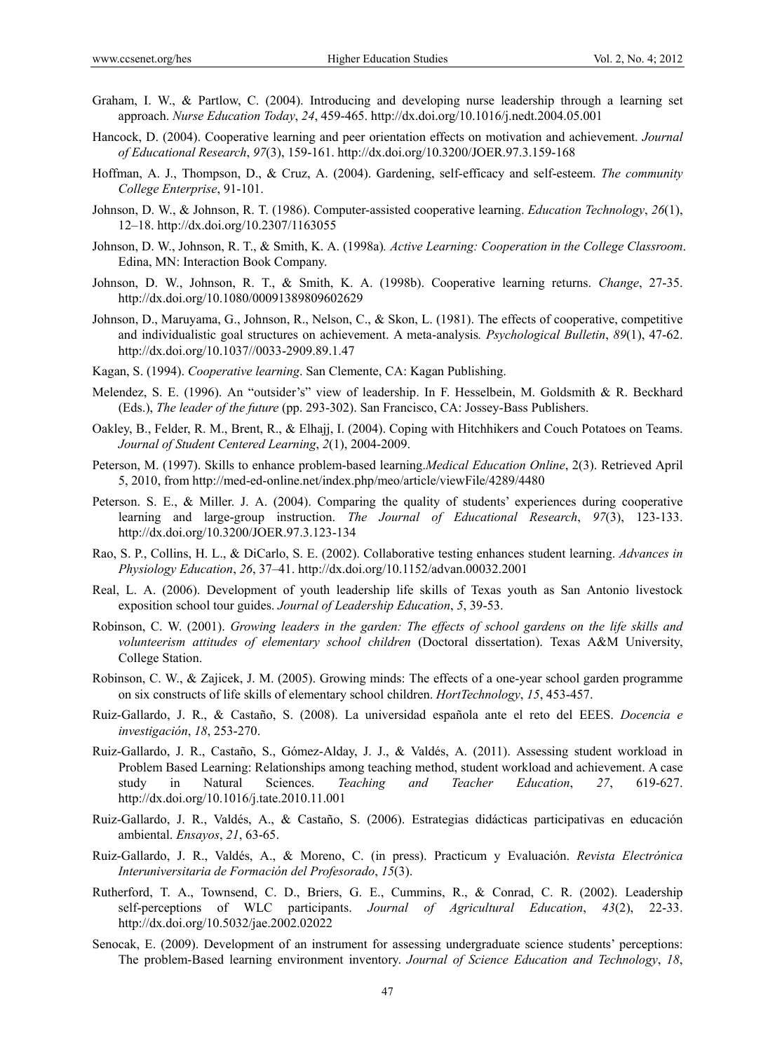Graham, I. W., & Partlow, C. (2004). Introducing and developing nurse leadership through a learning set approach. *Nurse Education Today*, *24*, 459-465. http://dx.doi.org/10.1016/j.nedt.2004.05.001

Hancock, D. (2004). Cooperative learning and peer orientation effects on motivation and achievement. *Journal of Educational Research*, *97*(3), 159-161. http://dx.doi.org/10.3200/JOER.97.3.159-168

Hoffman, A. J., Thompson, D., & Cruz, A. (2004). Gardening, self-efficacy and self-esteem. *The community College Enterprise*, 91-101.

Johnson, D. W., & Johnson, R. T. (1986). Computer-assisted cooperative learning. *Education Technology*, *26*(1), 12–18. http://dx.doi.org/10.2307/1163055

Johnson, D. W., Johnson, R. T., & Smith, K. A. (1998a). *Active Learning: Cooperation in the College Classroom*. Edina, MN: Interaction Book Company.

Johnson, D. W., Johnson, R. T., & Smith, K. A. (1998b). Cooperative learning returns. *Change*, 27-35. http://dx.doi.org/10.1080/00091389809602629

Johnson, D., Maruyama, G., Johnson, R., Nelson, C., & Skon, L. (1981). The effects of cooperative, competitive and individualistic goal structures on achievement. A meta-analysis. *Psychological Bulletin*, *89*(1), 47-62. http://dx.doi.org/10.1037//0033-2909.89.1.47

Kagan, S. (1994). *Cooperative learning*. San Clemente, CA: Kagan Publishing.

Melendez, S. E. (1996). An "outsider's" view of leadership. In F. Hesselbein, M. Goldsmith & R. Beckhard (Eds.), *The leader of the future* (pp. 293-302). San Francisco, CA: Jossey-Bass Publishers.

Oakley, B., Felder, R. M., Brent, R., & Elhajj, I. (2004). Coping with Hitchhikers and Couch Potatoes on Teams. *Journal of Student Centered Learning*, *2*(1), 2004-2009.

Peterson, M. (1997). Skills to enhance problem-based learning.*Medical Education Online*, 2(3). Retrieved April 5, 2010, from http://med-ed-online.net/index.php/meo/article/viewFile/4289/4480

Peterson. S. E., & Miller. J. A. (2004). Comparing the quality of students' experiences during cooperative learning and large-group instruction. *The Journal of Educational Research*, *97*(3), 123-133. http://dx.doi.org/10.3200/JOER.97.3.123-134

Rao, S. P., Collins, H. L., & DiCarlo, S. E. (2002). Collaborative testing enhances student learning. *Advances in Physiology Education*, *26*, 37–41. http://dx.doi.org/10.1152/advan.00032.2001

Real, L. A. (2006). Development of youth leadership life skills of Texas youth as San Antonio livestock exposition school tour guides. *Journal of Leadership Education*, *5*, 39-53.

Robinson, C. W. (2001). *Growing leaders in the garden: The effects of school gardens on the life skills and volunteerism attitudes of elementary school children* (Doctoral dissertation). Texas A&M University, College Station.

Robinson, C. W., & Zajicek, J. M. (2005). Growing minds: The effects of a one-year school garden programme on six constructs of life skills of elementary school children. *HortTechnology*, *15*, 453-457.

Ruiz-Gallardo, J. R., & Castaño, S. (2008). La universidad española ante el reto del EEES. *Docencia e investigación*, *18*, 253-270.

Ruiz-Gallardo, J. R., Castaño, S., Gómez-Alday, J. J., & Valdés, A. (2011). Assessing student workload in Problem Based Learning: Relationships among teaching method, student workload and achievement. A case study in Natural Sciences. *Teaching and Teacher Education*, *27*, 619-627. http://dx.doi.org/10.1016/j.tate.2010.11.001

Ruiz-Gallardo, J. R., Valdés, A., & Castaño, S. (2006). Estrategias didácticas participativas en educación ambiental. *Ensayos*, *21*, 63-65.

Ruiz-Gallardo, J. R., Valdés, A., & Moreno, C. (in press). Practicum y Evaluación. *Revista Electrónica Interuniversitaria de Formación del Profesorado*, *15*(3).

Rutherford, T. A., Townsend, C. D., Briers, G. E., Cummins, R., & Conrad, C. R. (2002). Leadership self-perceptions of WLC participants. *Journal of Agricultural Education*, *43*(2), 22-33. http://dx.doi.org/10.5032/jae.2002.02022

Senocak, E. (2009). Development of an instrument for assessing undergraduate science students' perceptions: The problem-Based learning environment inventory. *Journal of Science Education and Technology*, *18*,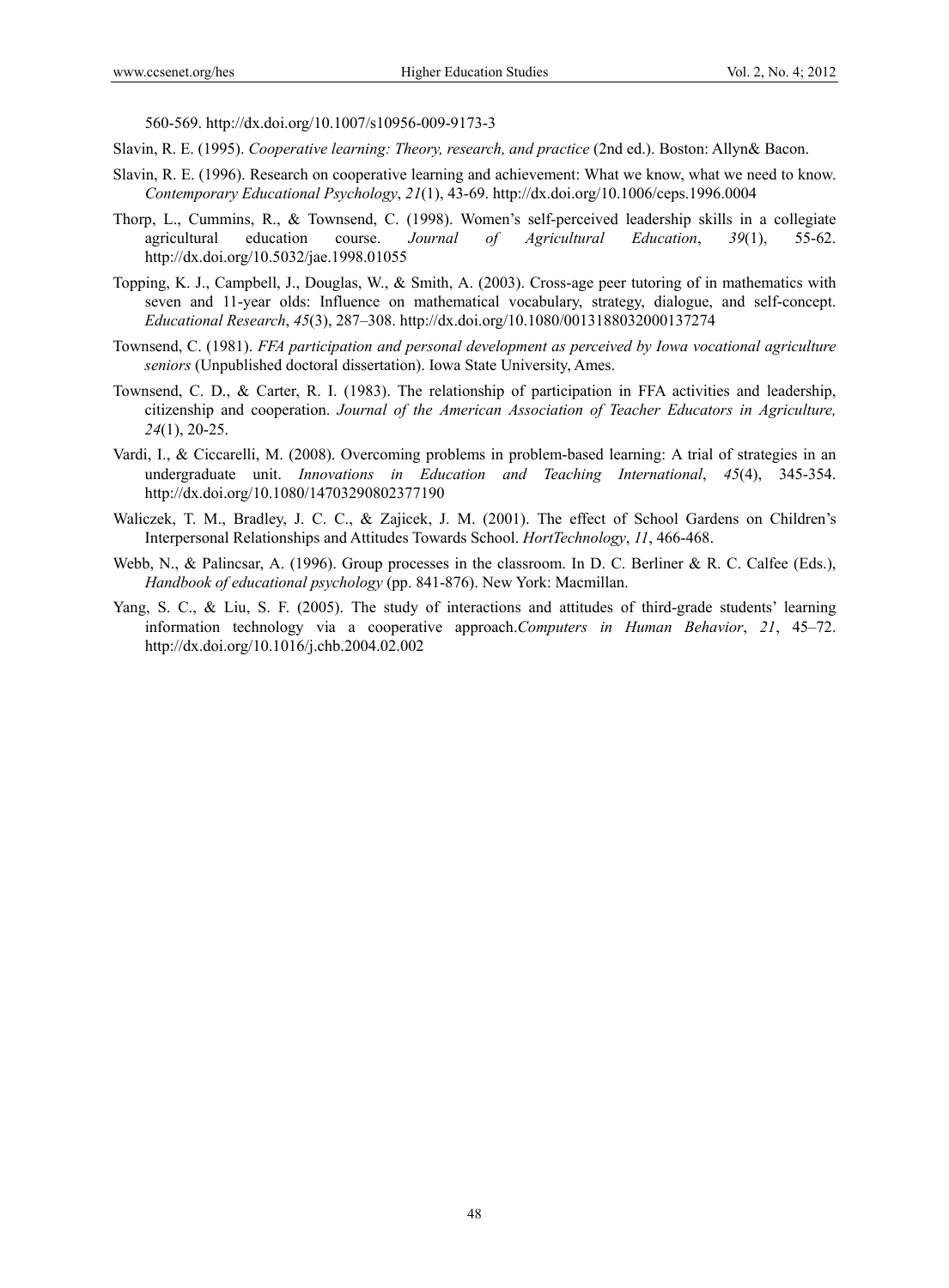560-569. http://dx.doi.org/10.1007/s10956-009-9173-3

Slavin, R. E. (1995). *Cooperative learning: Theory, research, and practice* (2nd ed.). Boston: Allyn& Bacon.

Slavin, R. E. (1996). Research on cooperative learning and achievement: What we know, what we need to know. *Contemporary Educational Psychology*, *21*(1), 43-69. http://dx.doi.org/10.1006/ceps.1996.0004

Thorp, L., Cummins, R., & Townsend, C. (1998). Women's self-perceived leadership skills in a collegiate agricultural education course. *Journal of Agricultural Education*, *39*(1), 55-62. http://dx.doi.org/10.5032/jae.1998.01055

Topping, K. J., Campbell, J., Douglas, W., & Smith, A. (2003). Cross-age peer tutoring of in mathematics with seven and 11-year olds: Influence on mathematical vocabulary, strategy, dialogue, and self-concept. *Educational Research*, *45*(3), 287–308. http://dx.doi.org/10.1080/0013188032000137274

Townsend, C. (1981). *FFA participation and personal development as perceived by Iowa vocational agriculture seniors* (Unpublished doctoral dissertation). Iowa State University, Ames.

Townsend, C. D., & Carter, R. I. (1983). The relationship of participation in FFA activities and leadership, citizenship and cooperation. *Journal of the American Association of Teacher Educators in Agriculture, 24*(1), 20-25.

Vardi, I., & Ciccarelli, M. (2008). Overcoming problems in problem-based learning: A trial of strategies in an undergraduate unit. *Innovations in Education and Teaching International*, *45*(4), 345-354. http://dx.doi.org/10.1080/14703290802377190

Waliczek, T. M., Bradley, J. C. C., & Zajicek, J. M. (2001). The effect of School Gardens on Children's Interpersonal Relationships and Attitudes Towards School. *HortTechnology*, *11*, 466-468.

Webb, N., & Palincsar, A. (1996). Group processes in the classroom. In D. C. Berliner & R. C. Calfee (Eds.), *Handbook of educational psychology* (pp. 841-876). New York: Macmillan.

Yang, S. C., & Liu, S. F. (2005). The study of interactions and attitudes of third-grade students' learning information technology via a cooperative approach.*Computers in Human Behavior*, *21*, 45–72. http://dx.doi.org/10.1016/j.chb.2004.02.002